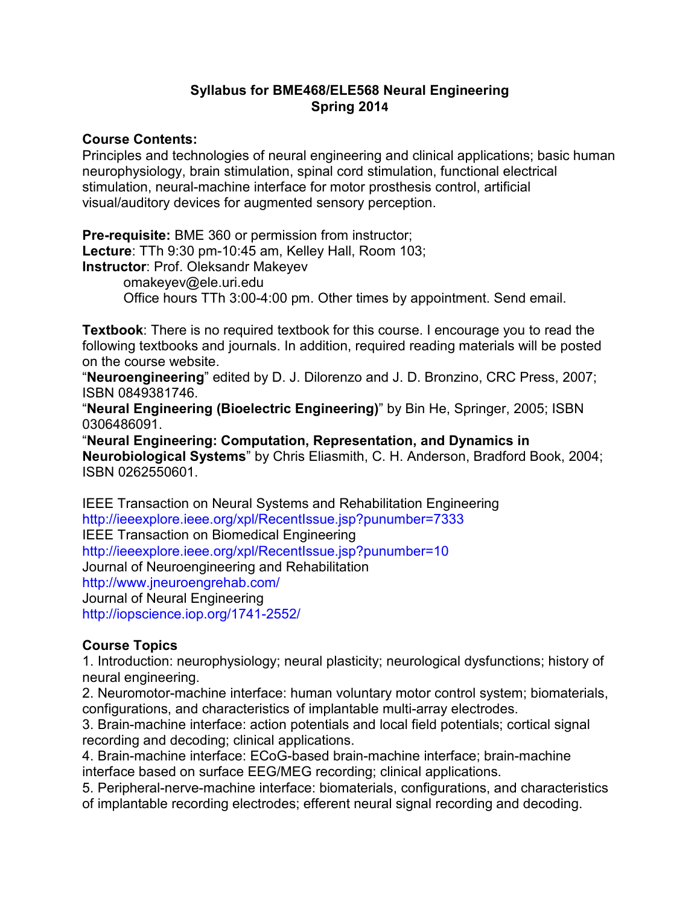# Syllabus for BME468/ELE568 Neural Engineering
## Spring 2014

**Course Contents:**
Principles and technologies of neural engineering and clinical applications; basic human neurophysiology, brain stimulation, spinal cord stimulation, functional electrical stimulation, neural-machine interface for motor prosthesis control, artificial visual/auditory devices for augmented sensory perception.

**Pre-requisite:** BME 360 or permission from instructor;
**Lecture**: TTh 9:30 pm-10:45 am, Kelley Hall, Room 103;
**Instructor**: Prof. Oleksandr Makeyev
omakeyev@ele.uri.edu
Office hours TTh 3:00-4:00 pm. Other times by appointment. Send email.

**Textbook**: There is no required textbook for this course. I encourage you to read the following textbooks and journals. In addition, required reading materials will be posted on the course website.
"**Neuroengineering**" edited by D. J. Dilorenzo and J. D. Bronzino, CRC Press, 2007; ISBN 0849381746.
"**Neural Engineering (Bioelectric Engineering)**" by Bin He, Springer, 2005; ISBN 0306486091.
"**Neural Engineering: Computation, Representation, and Dynamics in Neurobiological Systems**" by Chris Eliasmith, C. H. Anderson, Bradford Book, 2004; ISBN 0262550601.

IEEE Transaction on Neural Systems and Rehabilitation Engineering
http://ieeexplore.ieee.org/xpl/RecentIssue.jsp?punumber=7333
IEEE Transaction on Biomedical Engineering
http://ieeexplore.ieee.org/xpl/RecentIssue.jsp?punumber=10
Journal of Neuroengineering and Rehabilitation
http://www.jneuroengrehab.com/
Journal of Neural Engineering
http://iopscience.iop.org/1741-2552/

**Course Topics**
1. Introduction: neurophysiology; neural plasticity; neurological dysfunctions; history of neural engineering.
2. Neuromotor-machine interface: human voluntary motor control system; biomaterials, configurations, and characteristics of implantable multi-array electrodes.
3. Brain-machine interface: action potentials and local field potentials; cortical signal recording and decoding; clinical applications.
4. Brain-machine interface: ECoG-based brain-machine interface; brain-machine interface based on surface EEG/MEG recording; clinical applications.
5. Peripheral-nerve-machine interface: biomaterials, configurations, and characteristics of implantable recording electrodes; efferent neural signal recording and decoding.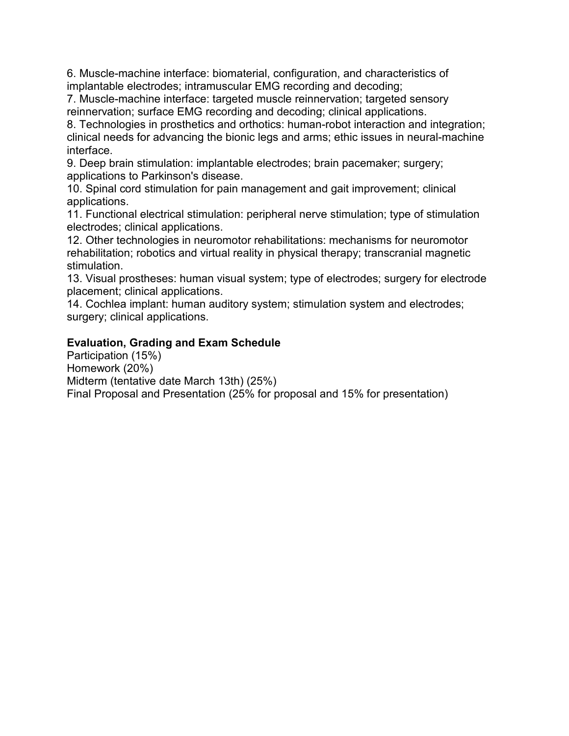6. Muscle-machine interface: biomaterial, configuration, and characteristics of implantable electrodes; intramuscular EMG recording and decoding;
7. Muscle-machine interface: targeted muscle reinnervation; targeted sensory reinnervation; surface EMG recording and decoding; clinical applications.
8. Technologies in prosthetics and orthotics: human-robot interaction and integration; clinical needs for advancing the bionic legs and arms; ethic issues in neural-machine interface.
9. Deep brain stimulation: implantable electrodes; brain pacemaker; surgery; applications to Parkinson's disease.
10. Spinal cord stimulation for pain management and gait improvement; clinical applications.
11. Functional electrical stimulation: peripheral nerve stimulation; type of stimulation electrodes; clinical applications.
12. Other technologies in neuromotor rehabilitations: mechanisms for neuromotor rehabilitation; robotics and virtual reality in physical therapy; transcranial magnetic stimulation.
13. Visual prostheses: human visual system; type of electrodes; surgery for electrode placement; clinical applications.
14. Cochlea implant: human auditory system; stimulation system and electrodes; surgery; clinical applications.

**Evaluation, Grading and Exam Schedule**

Participation (15%)
Homework (20%)
Midterm (tentative date March 13th) (25%)
Final Proposal and Presentation (25% for proposal and 15% for presentation)